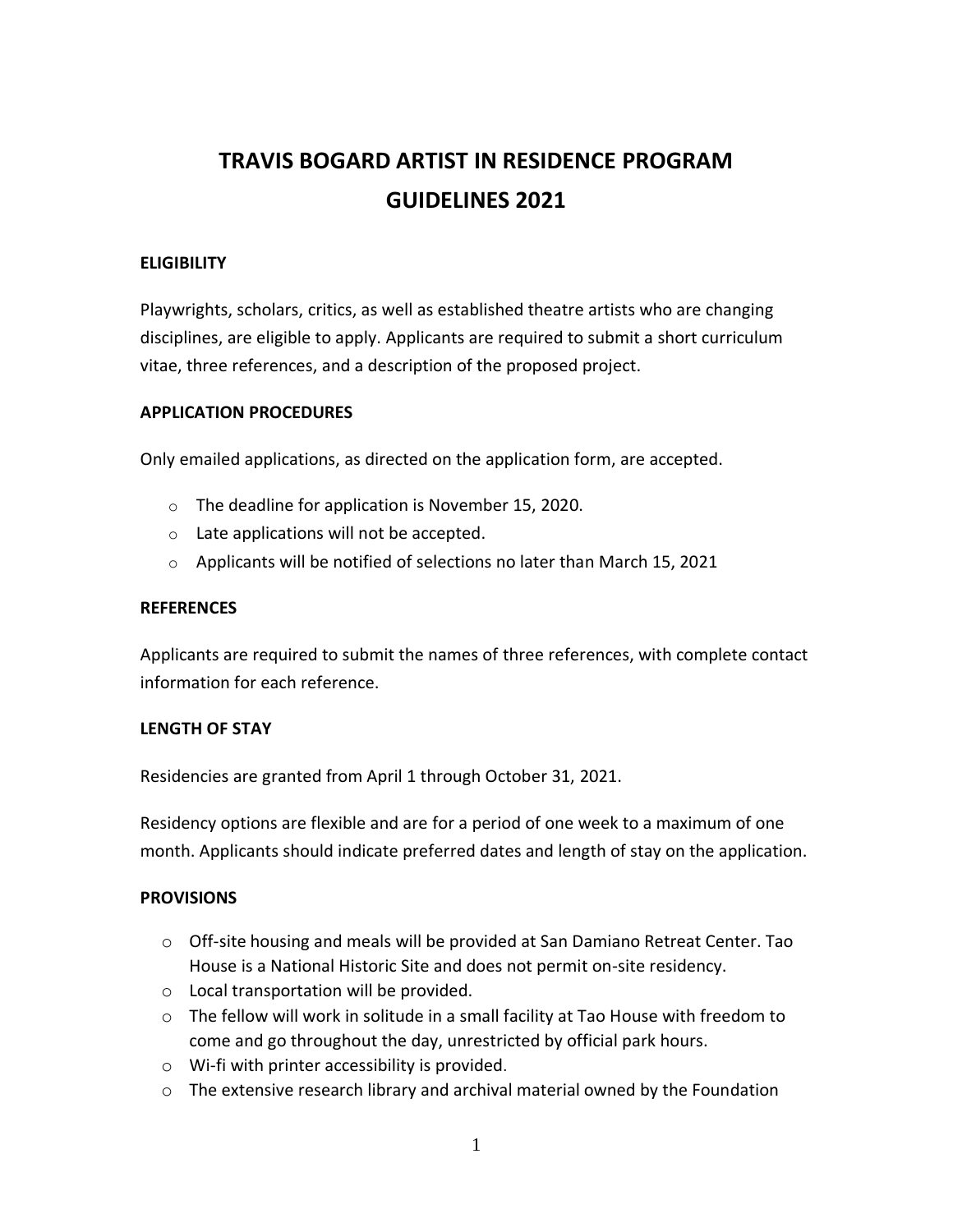# TRAVIS BOGARD ARTIST IN RESIDENCE PROGRAM
# GUIDELINES 2021

**ELIGIBILITY**

Playwrights, scholars, critics, as well as established theatre artists who are changing disciplines, are eligible to apply. Applicants are required to submit a short curriculum vitae, three references, and a description of the proposed project.

**APPLICATION PROCEDURES**

Only emailed applications, as directed on the application form, are accepted.

- The deadline for application is November 15, 2020.
- Late applications will not be accepted.
- Applicants will be notified of selections no later than March 15, 2021

**REFERENCES**

Applicants are required to submit the names of three references, with complete contact information for each reference.

**LENGTH OF STAY**

Residencies are granted from April 1 through October 31, 2021.

Residency options are flexible and are for a period of one week to a maximum of one month. Applicants should indicate preferred dates and length of stay on the application.

**PROVISIONS**

- Off-site housing and meals will be provided at San Damiano Retreat Center. Tao House is a National Historic Site and does not permit on-site residency.
- Local transportation will be provided.
- The fellow will work in solitude in a small facility at Tao House with freedom to come and go throughout the day, unrestricted by official park hours.
- Wi-fi with printer accessibility is provided.
- The extensive research library and archival material owned by the Foundation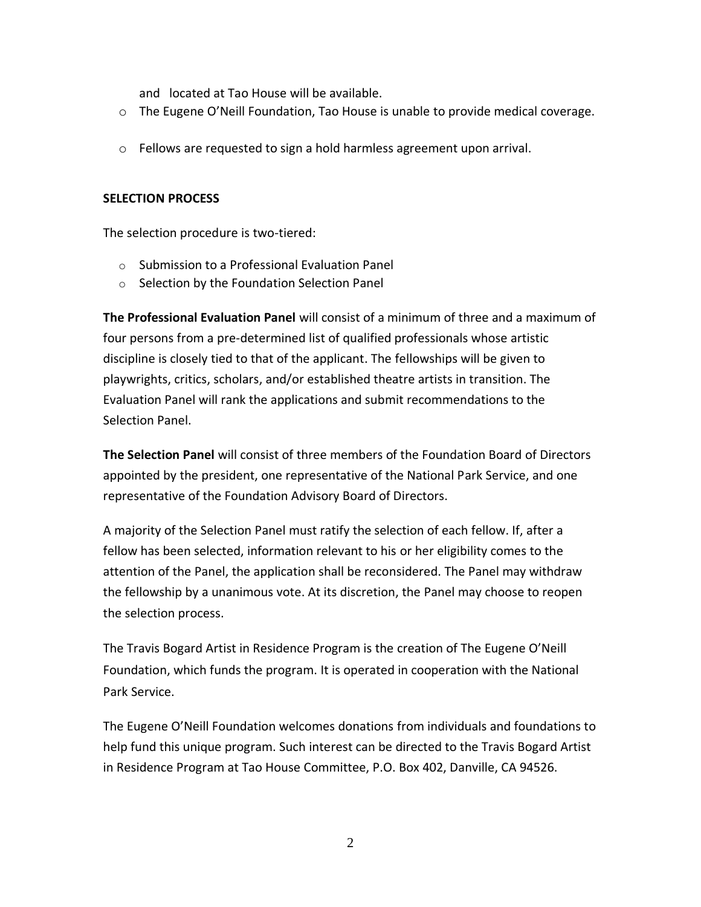and located at Tao House will be available.

- The Eugene O'Neill Foundation, Tao House is unable to provide medical coverage.
- Fellows are requested to sign a hold harmless agreement upon arrival.

**SELECTION PROCESS**

The selection procedure is two-tiered:

- Submission to a Professional Evaluation Panel
- Selection by the Foundation Selection Panel

**The Professional Evaluation Panel** will consist of a minimum of three and a maximum of four persons from a pre-determined list of qualified professionals whose artistic discipline is closely tied to that of the applicant. The fellowships will be given to playwrights, critics, scholars, and/or established theatre artists in transition. The Evaluation Panel will rank the applications and submit recommendations to the Selection Panel.

**The Selection Panel** will consist of three members of the Foundation Board of Directors appointed by the president, one representative of the National Park Service, and one representative of the Foundation Advisory Board of Directors.

A majority of the Selection Panel must ratify the selection of each fellow. If, after a fellow has been selected, information relevant to his or her eligibility comes to the attention of the Panel, the application shall be reconsidered. The Panel may withdraw the fellowship by a unanimous vote. At its discretion, the Panel may choose to reopen the selection process.

The Travis Bogard Artist in Residence Program is the creation of The Eugene O'Neill Foundation, which funds the program. It is operated in cooperation with the National Park Service.

The Eugene O'Neill Foundation welcomes donations from individuals and foundations to help fund this unique program. Such interest can be directed to the Travis Bogard Artist in Residence Program at Tao House Committee, P.O. Box 402, Danville, CA 94526.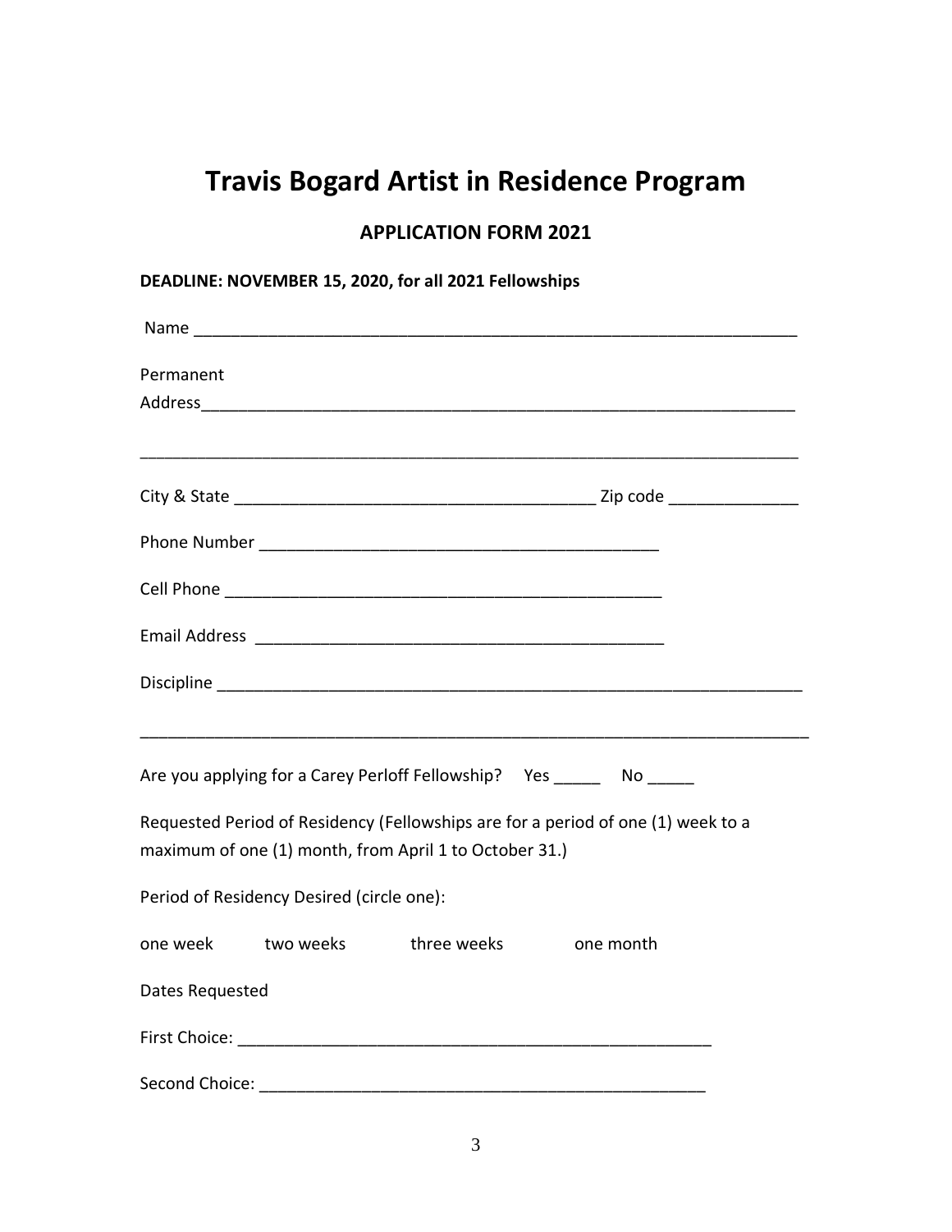# Travis Bogard Artist in Residence Program

## APPLICATION FORM 2021

**DEADLINE: NOVEMBER 15, 2020, for all 2021 Fellowships**

Name ________________________________________________________________

Permanent
Address______________________________________________________________

_____________________________________________________________________

City & State ______________________________________ Zip code _____________

Phone Number ______________________________________

Cell Phone __________________________________________

Email Address ______________________________________

Discipline ___________________________________________________________

_____________________________________________________________________

Are you applying for a Carey Perloff Fellowship? Yes _____ No _____

Requested Period of Residency (Fellowships are for a period of one (1) week to a maximum of one (1) month, from April 1 to October 31.)

Period of Residency Desired (circle one):

one week two weeks three weeks one month

Dates Requested

First Choice: _____________________________________________

Second Choice: ___________________________________________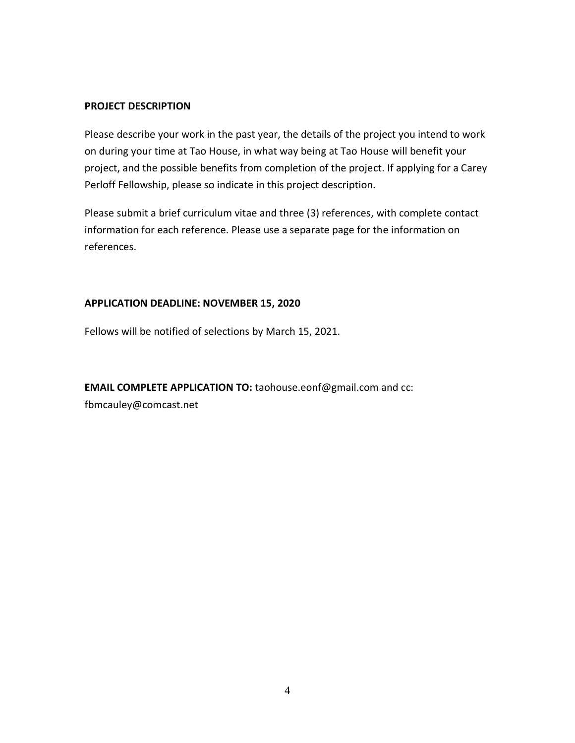**PROJECT DESCRIPTION**

Please describe your work in the past year, the details of the project you intend to work on during your time at Tao House, in what way being at Tao House will benefit your project, and the possible benefits from completion of the project. If applying for a Carey Perloff Fellowship, please so indicate in this project description.

Please submit a brief curriculum vitae and three (3) references, with complete contact information for each reference. Please use a separate page for the information on references.

**APPLICATION DEADLINE: NOVEMBER 15, 2020**

Fellows will be notified of selections by March 15, 2021.

**EMAIL COMPLETE APPLICATION TO:** taohouse.eonf@gmail.com and cc: fbmcauley@comcast.net